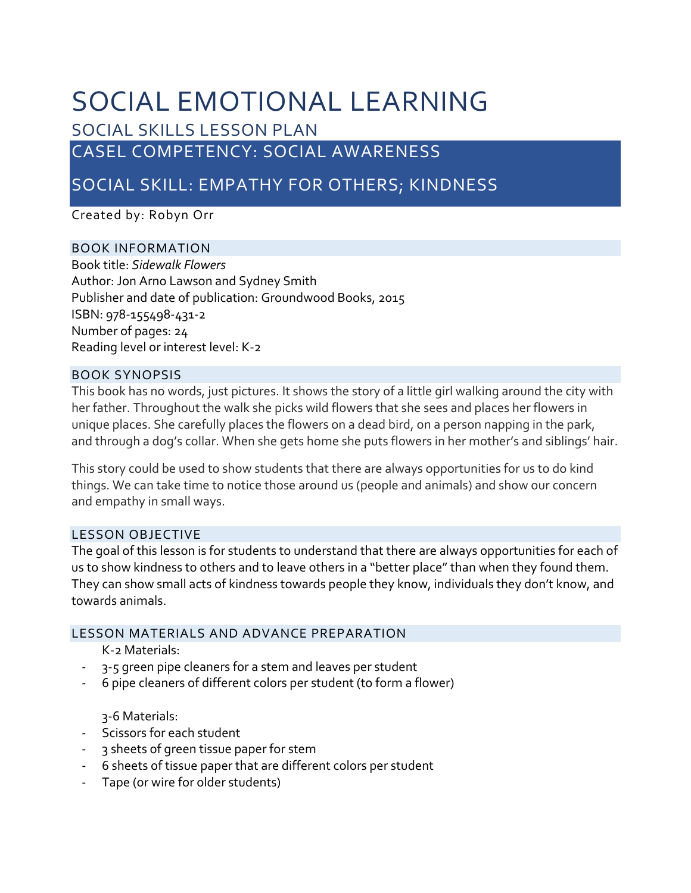# SOCIAL EMOTIONAL LEARNING

## SOCIAL SKILLS LESSON PLAN

## CASEL COMPETENCY: SOCIAL AWARENESS

## SOCIAL SKILL: EMPATHY FOR OTHERS; KINDNESS

Created by: Robyn Orr

### BOOK INFORMATION

Book title: *Sidewalk Flowers*
Author: Jon Arno Lawson and Sydney Smith
Publisher and date of publication: Groundwood Books, 2015
ISBN: 978-155498-431-2
Number of pages: 24
Reading level or interest level: K-2

### BOOK SYNOPSIS

This book has no words, just pictures. It shows the story of a little girl walking around the city with her father. Throughout the walk she picks wild flowers that she sees and places her flowers in unique places. She carefully places the flowers on a dead bird, on a person napping in the park, and through a dog's collar. When she gets home she puts flowers in her mother's and siblings' hair.

This story could be used to show students that there are always opportunities for us to do kind things. We can take time to notice those around us (people and animals) and show our concern and empathy in small ways.

### LESSON OBJECTIVE

The goal of this lesson is for students to understand that there are always opportunities for each of us to show kindness to others and to leave others in a "better place" than when they found them. They can show small acts of kindness towards people they know, individuals they don't know, and towards animals.

### LESSON MATERIALS AND ADVANCE PREPARATION

K-2 Materials:

- 3-5 green pipe cleaners for a stem and leaves per student
- 6 pipe cleaners of different colors per student (to form a flower)

3-6 Materials:

- Scissors for each student
- 3 sheets of green tissue paper for stem
- 6 sheets of tissue paper that are different colors per student
- Tape (or wire for older students)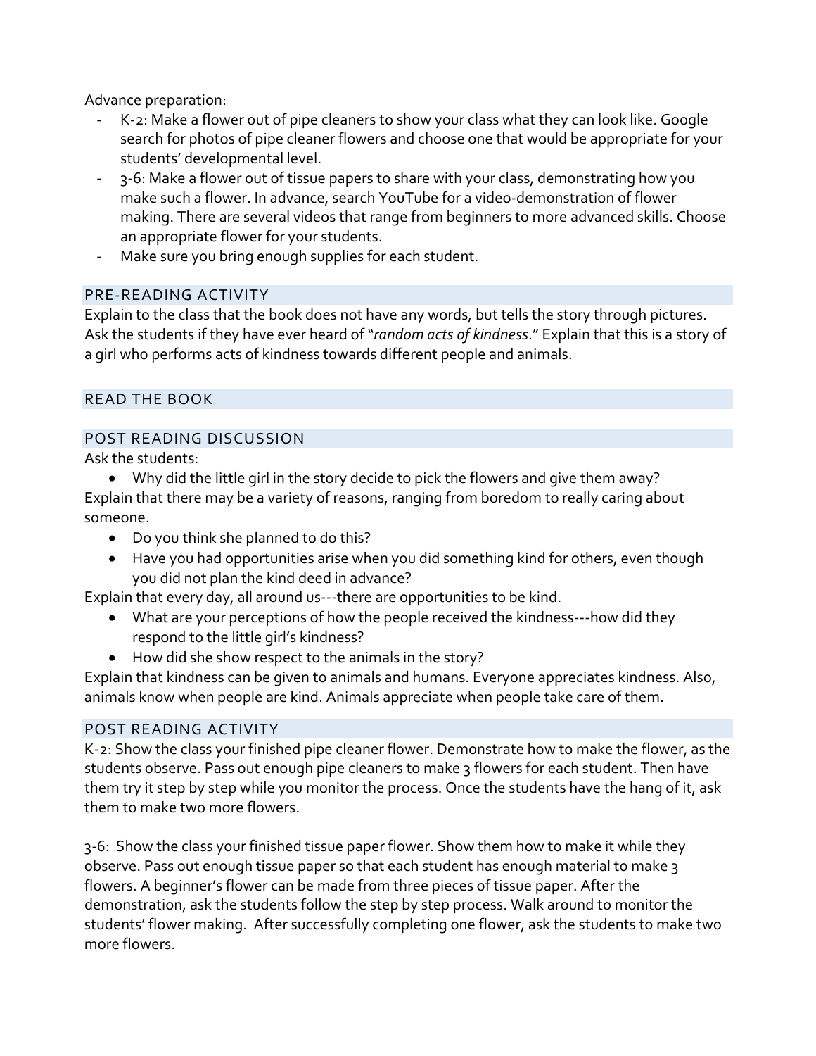Advance preparation:

- K-2: Make a flower out of pipe cleaners to show your class what they can look like. Google search for photos of pipe cleaner flowers and choose one that would be appropriate for your students' developmental level.
- 3-6: Make a flower out of tissue papers to share with your class, demonstrating how you make such a flower. In advance, search YouTube for a video-demonstration of flower making. There are several videos that range from beginners to more advanced skills. Choose an appropriate flower for your students.
- Make sure you bring enough supplies for each student.

## PRE-READING ACTIVITY

Explain to the class that the book does not have any words, but tells the story through pictures. Ask the students if they have ever heard of "*random acts of kindness*." Explain that this is a story of a girl who performs acts of kindness towards different people and animals.

## READ THE BOOK

## POST READING DISCUSSION

Ask the students:

- Why did the little girl in the story decide to pick the flowers and give them away?

Explain that there may be a variety of reasons, ranging from boredom to really caring about someone.

- Do you think she planned to do this?
- Have you had opportunities arise when you did something kind for others, even though you did not plan the kind deed in advance?

Explain that every day, all around us---there are opportunities to be kind.

- What are your perceptions of how the people received the kindness---how did they respond to the little girl's kindness?
- How did she show respect to the animals in the story?

Explain that kindness can be given to animals and humans. Everyone appreciates kindness. Also, animals know when people are kind. Animals appreciate when people take care of them.

## POST READING ACTIVITY

K-2: Show the class your finished pipe cleaner flower. Demonstrate how to make the flower, as the students observe. Pass out enough pipe cleaners to make 3 flowers for each student. Then have them try it step by step while you monitor the process. Once the students have the hang of it, ask them to make two more flowers.

3-6: Show the class your finished tissue paper flower. Show them how to make it while they observe. Pass out enough tissue paper so that each student has enough material to make 3 flowers. A beginner's flower can be made from three pieces of tissue paper. After the demonstration, ask the students follow the step by step process. Walk around to monitor the students' flower making. After successfully completing one flower, ask the students to make two more flowers.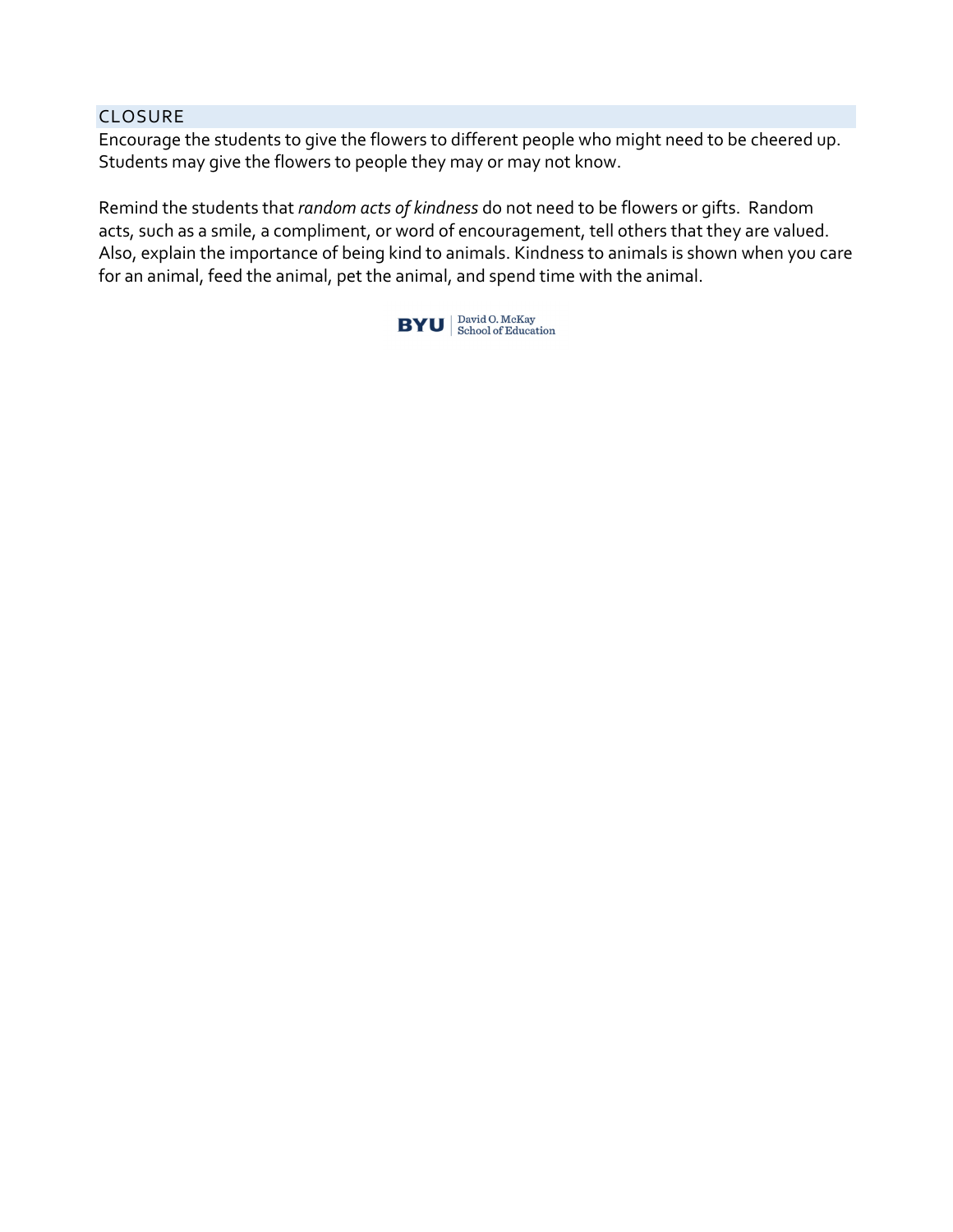## CLOSURE

Encourage the students to give the flowers to different people who might need to be cheered up. Students may give the flowers to people they may or may not know.

Remind the students that *random acts of kindness* do not need to be flowers or gifts. Random acts, such as a smile, a compliment, or word of encouragement, tell others that they are valued. Also, explain the importance of being kind to animals. Kindness to animals is shown when you care for an animal, feed the animal, pet the animal, and spend time with the animal.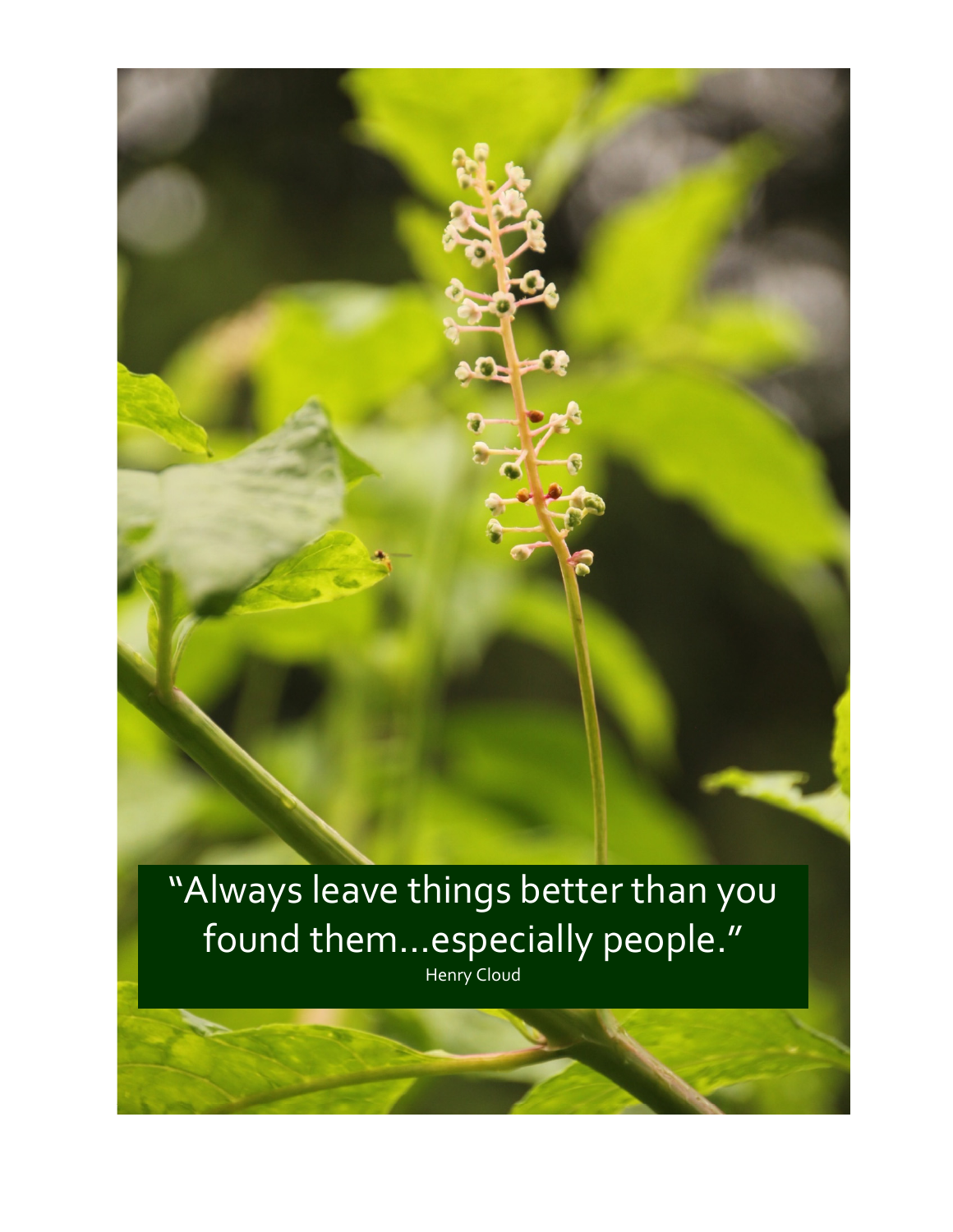"Always leave things better than you found them...especially people."

Henry Cloud